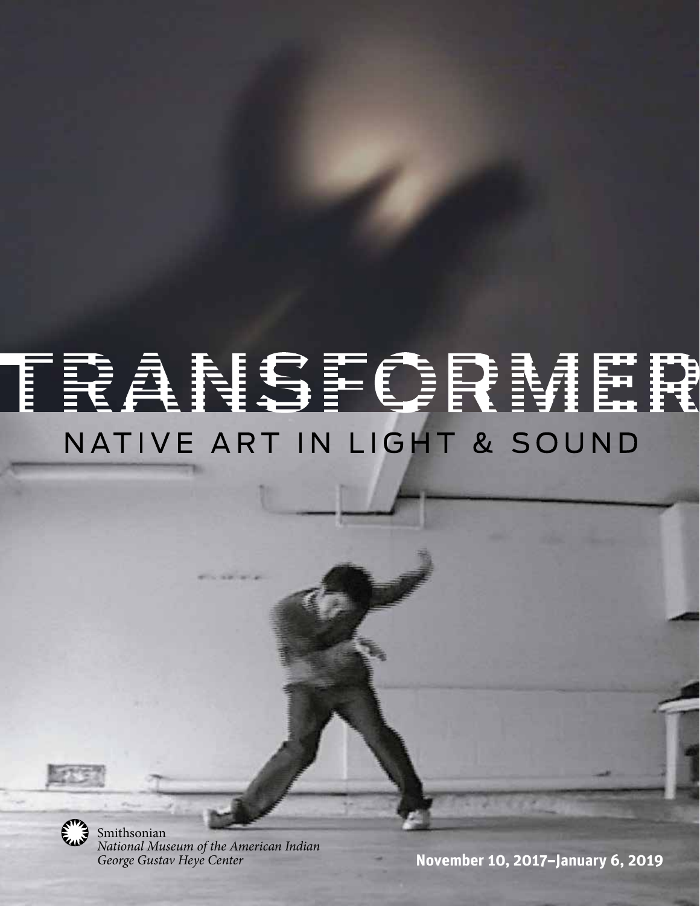# TRANSFORMER

## NATIVE ART IN LIGHT & SOUND

Smithsonian
*National Museum of the American Indian*
*George Gustav Heye Center*

**November 10, 2017–January 6, 2019**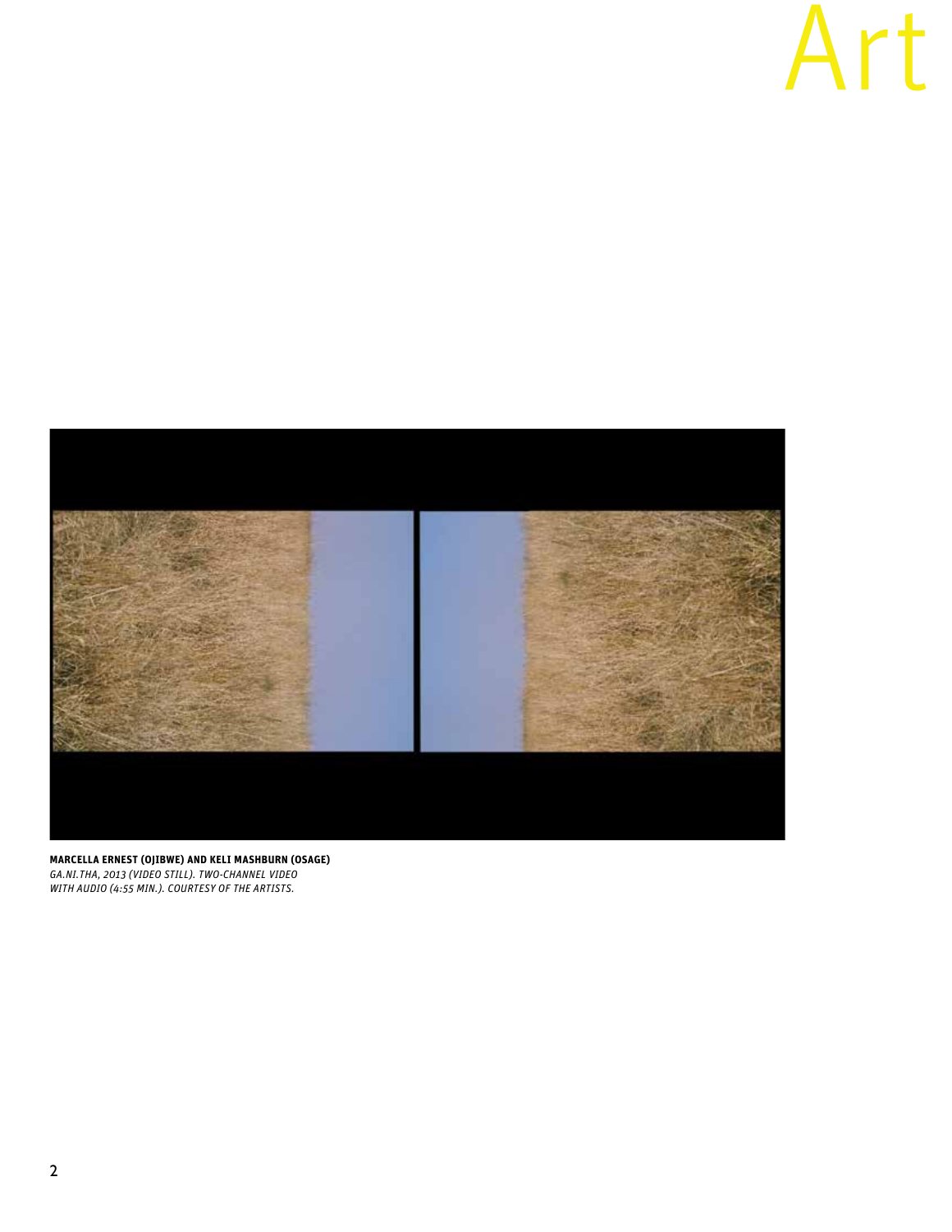# Art

**MARCELLA ERNEST (OJIBWE) AND KELI MASHBURN (OSAGE)**
*GA.NI.THA, 2013 (VIDEO STILL). TWO-CHANNEL VIDEO WITH AUDIO (4:55 MIN.). COURTESY OF THE ARTISTS.*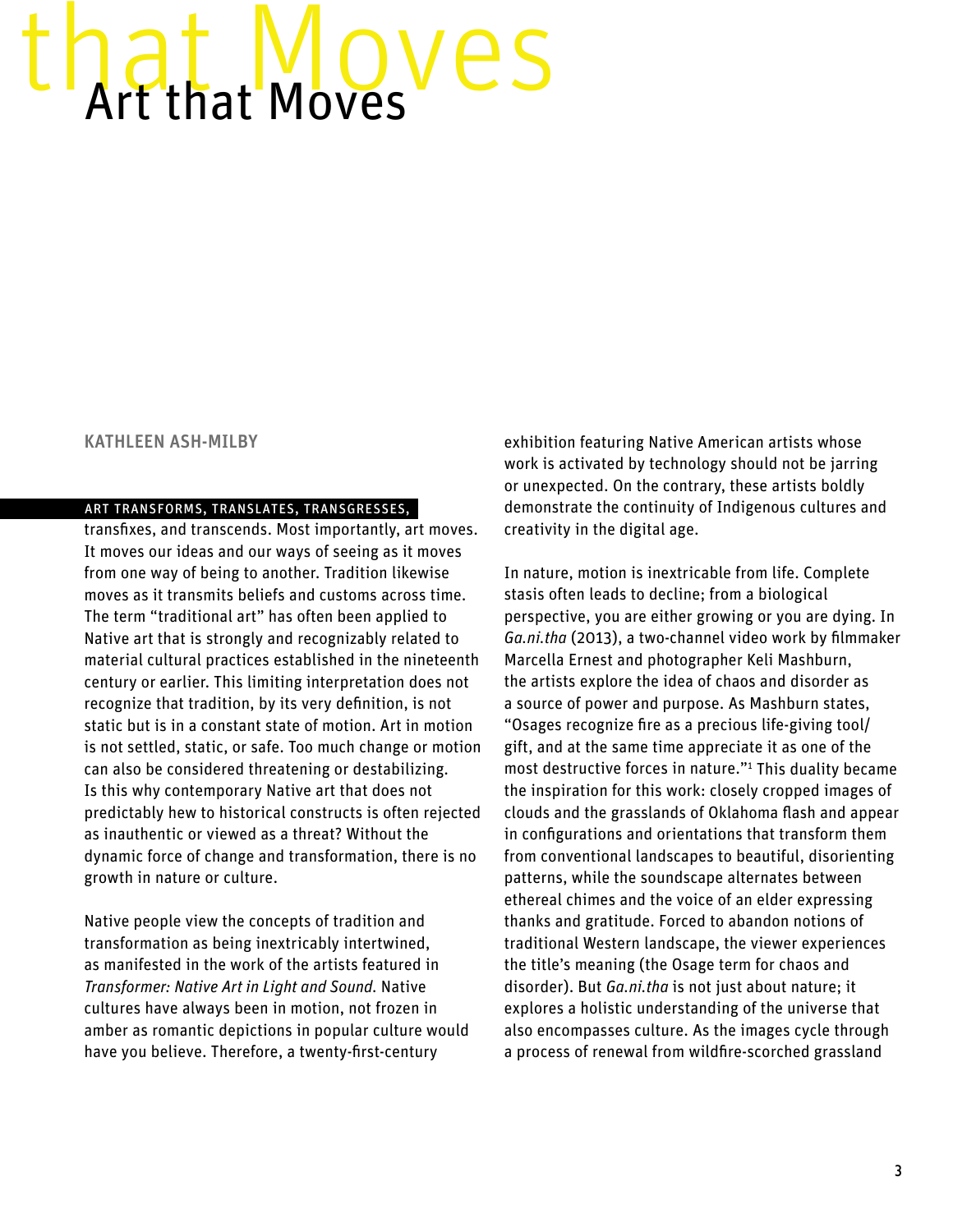# Art that Moves

KATHLEEN ASH-MILBY

ART TRANSFORMS, TRANSLATES, TRANSGRESSES, transfixes, and transcends. Most importantly, art moves. It moves our ideas and our ways of seeing as it moves from one way of being to another. Tradition likewise moves as it transmits beliefs and customs across time. The term “traditional art” has often been applied to Native art that is strongly and recognizably related to material cultural practices established in the nineteenth century or earlier. This limiting interpretation does not recognize that tradition, by its very definition, is not static but is in a constant state of motion. Art in motion is not settled, static, or safe. Too much change or motion can also be considered threatening or destabilizing. Is this why contemporary Native art that does not predictably hew to historical constructs is often rejected as inauthentic or viewed as a threat? Without the dynamic force of change and transformation, there is no growth in nature or culture.

Native people view the concepts of tradition and transformation as being inextricably intertwined, as manifested in the work of the artists featured in *Transformer: Native Art in Light and Sound*. Native cultures have always been in motion, not frozen in amber as romantic depictions in popular culture would have you believe. Therefore, a twenty-first-century exhibition featuring Native American artists whose work is activated by technology should not be jarring or unexpected. On the contrary, these artists boldly demonstrate the continuity of Indigenous cultures and creativity in the digital age.

In nature, motion is inextricable from life. Complete stasis often leads to decline; from a biological perspective, you are either growing or you are dying. In *Ga.ni.tha* (2013), a two-channel video work by filmmaker Marcella Ernest and photographer Keli Mashburn, the artists explore the idea of chaos and disorder as a source of power and purpose. As Mashburn states, “Osages recognize fire as a precious life-giving tool/gift, and at the same time appreciate it as one of the most destructive forces in nature.”[1] This duality became the inspiration for this work: closely cropped images of clouds and the grasslands of Oklahoma flash and appear in configurations and orientations that transform them from conventional landscapes to beautiful, disorienting patterns, while the soundscape alternates between ethereal chimes and the voice of an elder expressing thanks and gratitude. Forced to abandon notions of traditional Western landscape, the viewer experiences the title’s meaning (the Osage term for chaos and disorder). But *Ga.ni.tha* is not just about nature; it explores a holistic understanding of the universe that also encompasses culture. As the images cycle through a process of renewal from wildfire-scorched grassland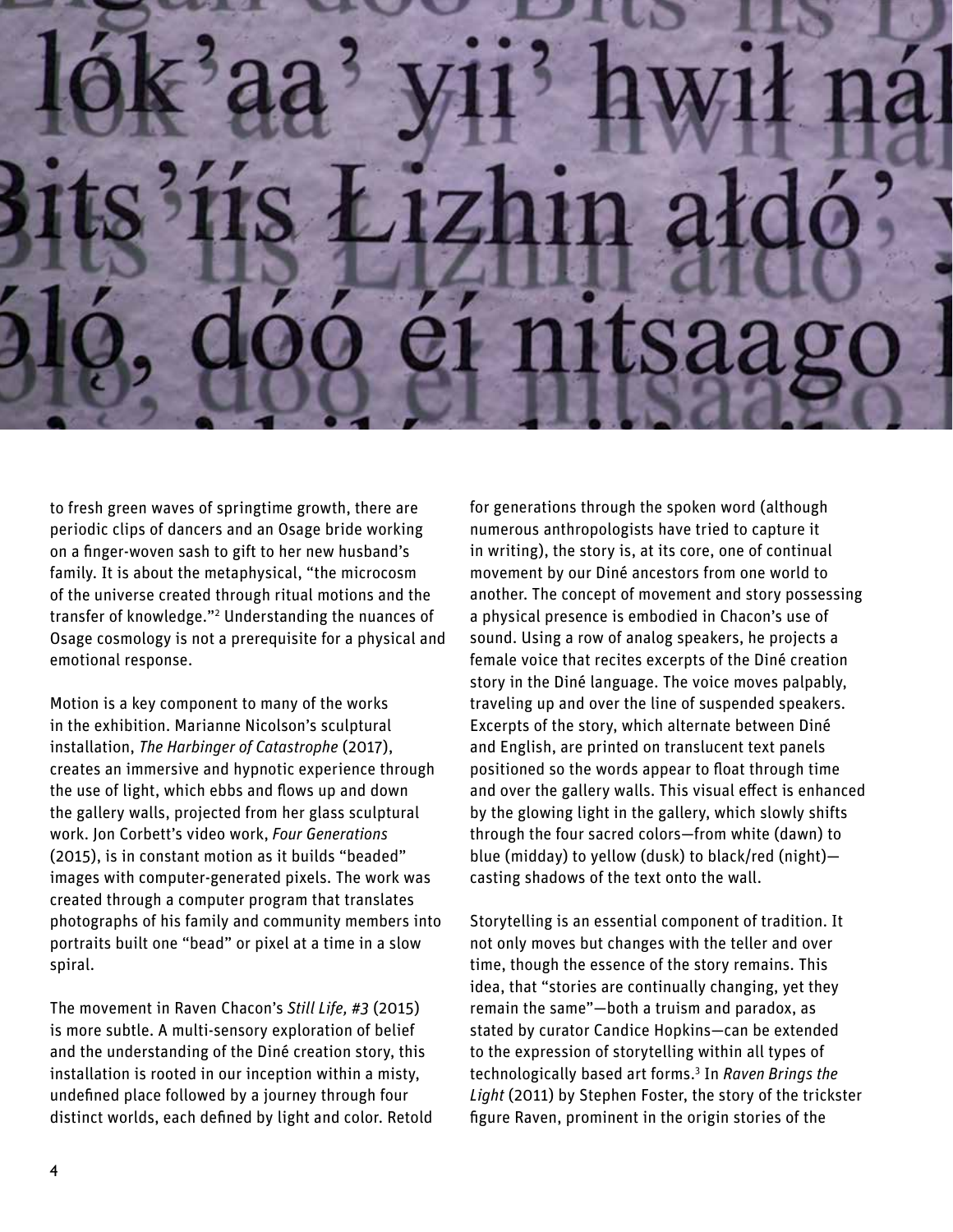to fresh green waves of springtime growth, there are periodic clips of dancers and an Osage bride working on a finger-woven sash to gift to her new husband's family. It is about the metaphysical, "the microcosm of the universe created through ritual motions and the transfer of knowledge."[2] Understanding the nuances of Osage cosmology is not a prerequisite for a physical and emotional response.

Motion is a key component to many of the works in the exhibition. Marianne Nicolson's sculptural installation, *The Harbinger of Catastrophe* (2017), creates an immersive and hypnotic experience through the use of light, which ebbs and flows up and down the gallery walls, projected from her glass sculptural work. Jon Corbett's video work, *Four Generations* (2015), is in constant motion as it builds "beaded" images with computer-generated pixels. The work was created through a computer program that translates photographs of his family and community members into portraits built one "bead" or pixel at a time in a slow spiral.

The movement in Raven Chacon's *Still Life, #3* (2015) is more subtle. A multi-sensory exploration of belief and the understanding of the Diné creation story, this installation is rooted in our inception within a misty, undefined place followed by a journey through four distinct worlds, each defined by light and color. Retold for generations through the spoken word (although numerous anthropologists have tried to capture it in writing), the story is, at its core, one of continual movement by our Diné ancestors from one world to another. The concept of movement and story possessing a physical presence is embodied in Chacon's use of sound. Using a row of analog speakers, he projects a female voice that recites excerpts of the Diné creation story in the Diné language. The voice moves palpably, traveling up and over the line of suspended speakers. Excerpts of the story, which alternate between Diné and English, are printed on translucent text panels positioned so the words appear to float through time and over the gallery walls. This visual effect is enhanced by the glowing light in the gallery, which slowly shifts through the four sacred colors—from white (dawn) to blue (midday) to yellow (dusk) to black/red (night)—casting shadows of the text onto the wall.

Storytelling is an essential component of tradition. It not only moves but changes with the teller and over time, though the essence of the story remains. This idea, that "stories are continually changing, yet they remain the same"—both a truism and paradox, as stated by curator Candice Hopkins—can be extended to the expression of storytelling within all types of technologically based art forms.[3] In *Raven Brings the Light* (2011) by Stephen Foster, the story of the trickster figure Raven, prominent in the origin stories of the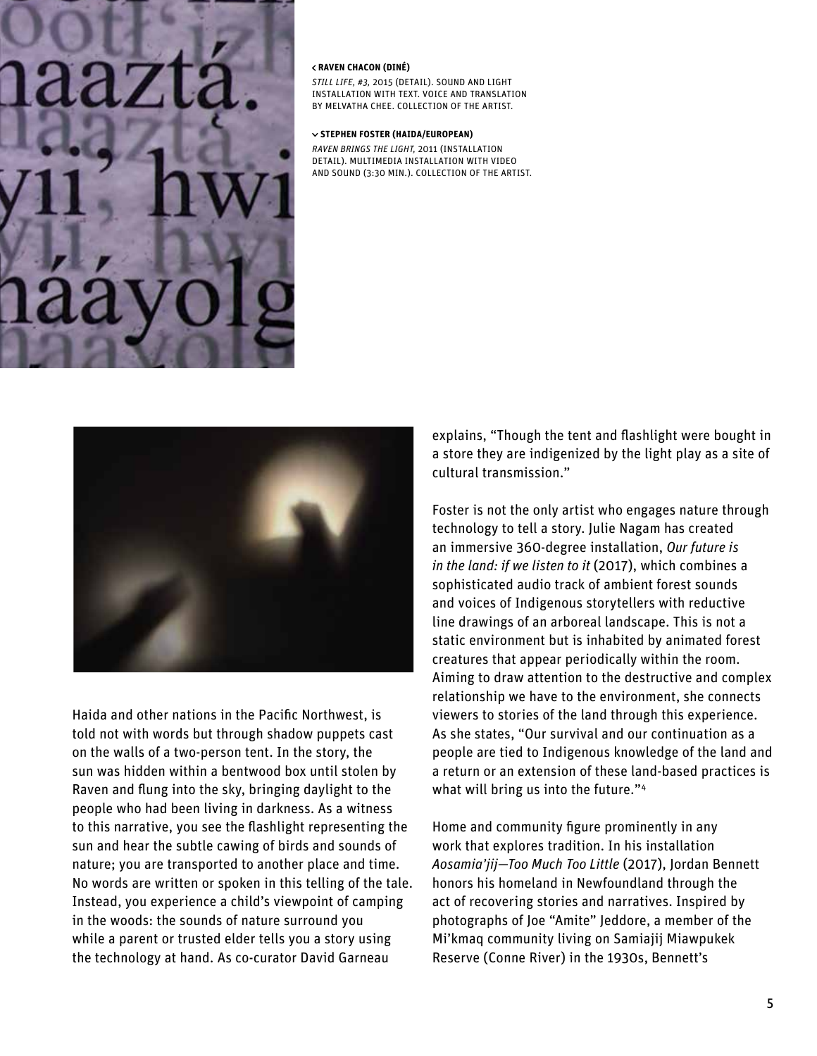**< RAVEN CHACON (DINÉ)**

*STILL LIFE, #3,* 2015 (DETAIL). SOUND AND LIGHT INSTALLATION WITH TEXT. VOICE AND TRANSLATION BY MELVATHA CHEE. COLLECTION OF THE ARTIST.

**STEPHEN FOSTER (HAIDA/EUROPEAN)**

*RAVEN BRINGS THE LIGHT,* 2011 (INSTALLATION DETAIL). MULTIMEDIA INSTALLATION WITH VIDEO AND SOUND (3:30 MIN.). COLLECTION OF THE ARTIST.

Haida and other nations in the Pacific Northwest, is told not with words but through shadow puppets cast on the walls of a two-person tent. In the story, the sun was hidden within a bentwood box until stolen by Raven and flung into the sky, bringing daylight to the people who had been living in darkness. As a witness to this narrative, you see the flashlight representing the sun and hear the subtle cawing of birds and sounds of nature; you are transported to another place and time. No words are written or spoken in this telling of the tale. Instead, you experience a child's viewpoint of camping in the woods: the sounds of nature surround you while a parent or trusted elder tells you a story using the technology at hand. As co-curator David Garneau explains, "Though the tent and flashlight were bought in a store they are indigenized by the light play as a site of cultural transmission."

Foster is not the only artist who engages nature through technology to tell a story. Julie Nagam has created an immersive 360-degree installation, *Our future is in the land: if we listen to it* (2017), which combines a sophisticated audio track of ambient forest sounds and voices of Indigenous storytellers with reductive line drawings of an arboreal landscape. This is not a static environment but is inhabited by animated forest creatures that appear periodically within the room. Aiming to draw attention to the destructive and complex relationship we have to the environment, she connects viewers to stories of the land through this experience. As she states, "Our survival and our continuation as a people are tied to Indigenous knowledge of the land and a return or an extension of these land-based practices is what will bring us into the future."[4]

Home and community figure prominently in any work that explores tradition. In his installation *Aosamia'jij—Too Much Too Little* (2017), Jordan Bennett honors his homeland in Newfoundland through the act of recovering stories and narratives. Inspired by photographs of Joe "Amite" Jeddore, a member of the Mi'kmaq community living on Samiajij Miawpukek Reserve (Conne River) in the 1930s, Bennett's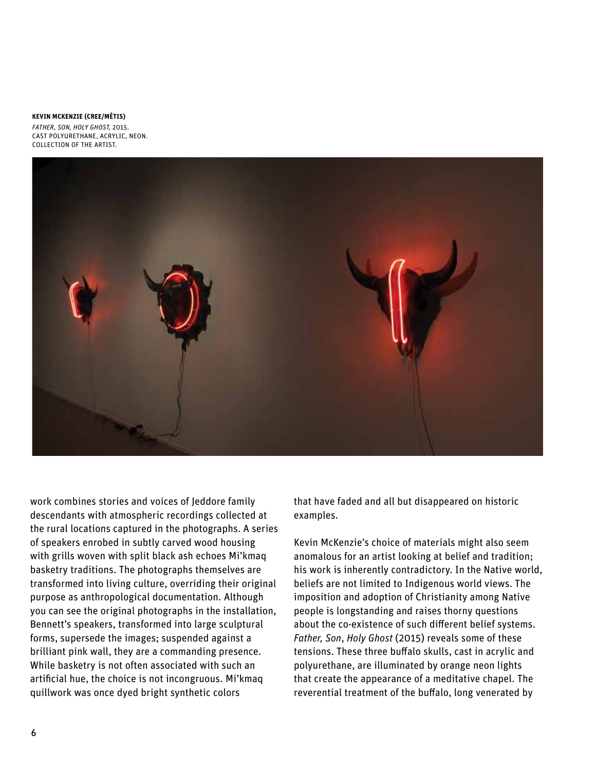**KEVIN MCKENZIE (CREE/MÉTIS)**
*FATHER, SON, HOLY GHOST,* 2015.
CAST POLYURETHANE, ACRYLIC, NEON.
COLLECTION OF THE ARTIST.

work combines stories and voices of Jeddore family descendants with atmospheric recordings collected at the rural locations captured in the photographs. A series of speakers enrobed in subtly carved wood housing with grills woven with split black ash echoes Mi'kmaq basketry traditions. The photographs themselves are transformed into living culture, overriding their original purpose as anthropological documentation. Although you can see the original photographs in the installation, Bennett's speakers, transformed into large sculptural forms, supersede the images; suspended against a brilliant pink wall, they are a commanding presence. While basketry is not often associated with such an artificial hue, the choice is not incongruous. Mi'kmaq quillwork was once dyed bright synthetic colors that have faded and all but disappeared on historic examples.

Kevin McKenzie's choice of materials might also seem anomalous for an artist looking at belief and tradition; his work is inherently contradictory. In the Native world, beliefs are not limited to Indigenous world views. The imposition and adoption of Christianity among Native people is longstanding and raises thorny questions about the co-existence of such different belief systems. *Father, Son*, *Holy Ghost* (2015) reveals some of these tensions. These three buffalo skulls, cast in acrylic and polyurethane, are illuminated by orange neon lights that create the appearance of a meditative chapel. The reverential treatment of the buffalo, long venerated by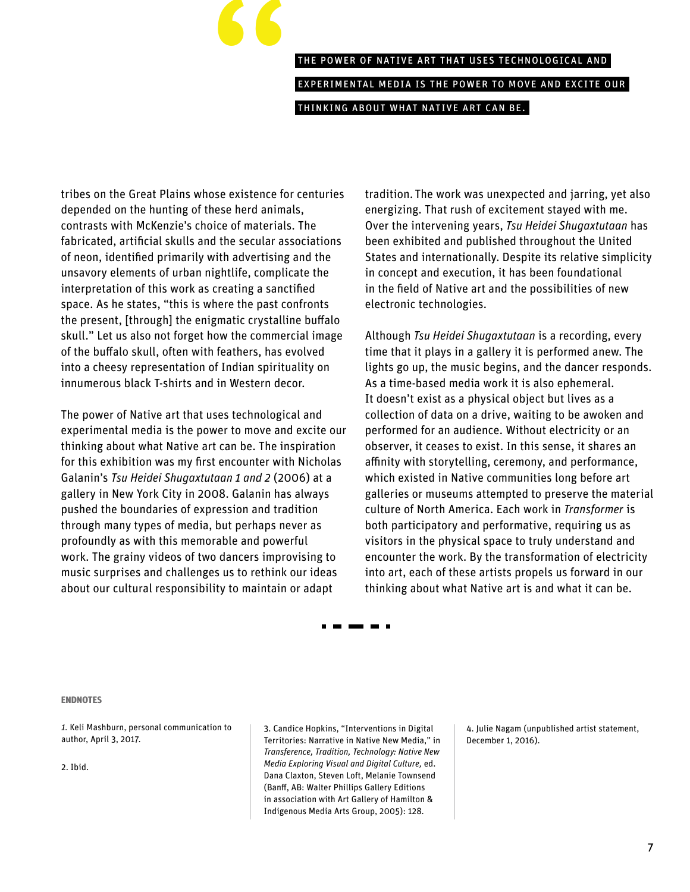> THE POWER OF NATIVE ART THAT USES TECHNOLOGICAL AND EXPERIMENTAL MEDIA IS THE POWER TO MOVE AND EXCITE OUR THINKING ABOUT WHAT NATIVE ART CAN BE.

tribes on the Great Plains whose existence for centuries depended on the hunting of these herd animals, contrasts with McKenzie's choice of materials. The fabricated, artificial skulls and the secular associations of neon, identified primarily with advertising and the unsavory elements of urban nightlife, complicate the interpretation of this work as creating a sanctified space. As he states, "this is where the past confronts the present, [through] the enigmatic crystalline buffalo skull." Let us also not forget how the commercial image of the buffalo skull, often with feathers, has evolved into a cheesy representation of Indian spirituality on innumerous black T-shirts and in Western decor.

The power of Native art that uses technological and experimental media is the power to move and excite our thinking about what Native art can be. The inspiration for this exhibition was my first encounter with Nicholas Galanin's *Tsu Heidei Shugaxtutaan 1 and 2* (2006) at a gallery in New York City in 2008. Galanin has always pushed the boundaries of expression and tradition through many types of media, but perhaps never as profoundly as with this memorable and powerful work. The grainy videos of two dancers improvising to music surprises and challenges us to rethink our ideas about our cultural responsibility to maintain or adapt tradition. The work was unexpected and jarring, yet also energizing. That rush of excitement stayed with me. Over the intervening years, *Tsu Heidei Shugaxtutaan* has been exhibited and published throughout the United States and internationally. Despite its relative simplicity in concept and execution, it has been foundational in the field of Native art and the possibilities of new electronic technologies.

Although *Tsu Heidei Shugaxtutaan* is a recording, every time that it plays in a gallery it is performed anew. The lights go up, the music begins, and the dancer responds. As a time-based media work it is also ephemeral. It doesn't exist as a physical object but lives as a collection of data on a drive, waiting to be awoken and performed for an audience. Without electricity or an observer, it ceases to exist. In this sense, it shares an affinity with storytelling, ceremony, and performance, which existed in Native communities long before art galleries or museums attempted to preserve the material culture of North America. Each work in *Transformer* is both participatory and performative, requiring us as visitors in the physical space to truly understand and encounter the work. By the transformation of electricity into art, each of these artists propels us forward in our thinking about what Native art is and what it can be.

**ENDNOTES**

1. Keli Mashburn, personal communication to author, April 3, 2017.

2. Ibid.

3. Candice Hopkins, "Interventions in Digital Territories: Narrative in Native New Media," in *Transference, Tradition, Technology: Native New Media Exploring Visual and Digital Culture,* ed. Dana Claxton, Steven Loft, Melanie Townsend (Banff, AB: Walter Phillips Gallery Editions in association with Art Gallery of Hamilton & Indigenous Media Arts Group, 2005): 128.

4. Julie Nagam (unpublished artist statement, December 1, 2016).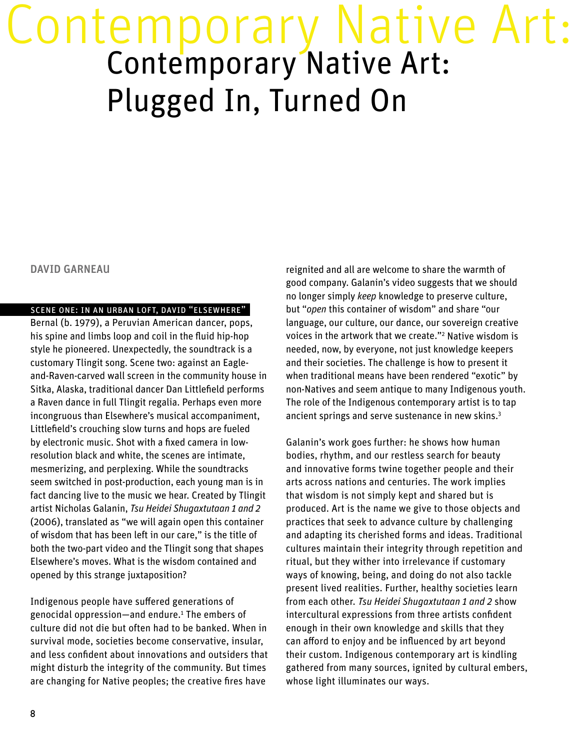# Contemporary Native Art: Plugged In, Turned On

**DAVID GARNEAU**

SCENE ONE: IN AN URBAN LOFT, DAVID "ELSEWHERE" Bernal (b. 1979), a Peruvian American dancer, pops, his spine and limbs loop and coil in the fluid hip-hop style he pioneered. Unexpectedly, the soundtrack is a customary Tlingit song. Scene two: against an Eagle-and-Raven-carved wall screen in the community house in Sitka, Alaska, traditional dancer Dan Littlefield performs a Raven dance in full Tlingit regalia. Perhaps even more incongruous than Elsewhere's musical accompaniment, Littlefield's crouching slow turns and hops are fueled by electronic music. Shot with a fixed camera in low-resolution black and white, the scenes are intimate, mesmerizing, and perplexing. While the soundtracks seem switched in post-production, each young man is in fact dancing live to the music we hear. Created by Tlingit artist Nicholas Galanin, *Tsu Heidei Shugaxtutaan 1 and 2* (2006), translated as "we will again open this container of wisdom that has been left in our care," is the title of both the two-part video and the Tlingit song that shapes Elsewhere's moves. What is the wisdom contained and opened by this strange juxtaposition?

Indigenous people have suffered generations of genocidal oppression—and endure.[1] The embers of culture did not die but often had to be banked. When in survival mode, societies become conservative, insular, and less confident about innovations and outsiders that might disturb the integrity of the community. But times are changing for Native peoples; the creative fires have reignited and all are welcome to share the warmth of good company. Galanin's video suggests that we should no longer simply *keep* knowledge to preserve culture, but "*open* this container of wisdom" and share "our language, our culture, our dance, our sovereign creative voices in the artwork that we create."[2] Native wisdom is needed, now, by everyone, not just knowledge keepers and their societies. The challenge is how to present it when traditional means have been rendered "exotic" by non-Natives and seem antique to many Indigenous youth. The role of the Indigenous contemporary artist is to tap ancient springs and serve sustenance in new skins.[3]

Galanin's work goes further: he shows how human bodies, rhythm, and our restless search for beauty and innovative forms twine together people and their arts across nations and centuries. The work implies that wisdom is not simply kept and shared but is produced. Art is the name we give to those objects and practices that seek to advance culture by challenging and adapting its cherished forms and ideas. Traditional cultures maintain their integrity through repetition and ritual, but they wither into irrelevance if customary ways of knowing, being, and doing do not also tackle present lived realities. Further, healthy societies learn from each other. *Tsu Heidei Shugaxtutaan 1 and 2* show intercultural expressions from three artists confident enough in their own knowledge and skills that they can afford to enjoy and be influenced by art beyond their custom. Indigenous contemporary art is kindling gathered from many sources, ignited by cultural embers, whose light illuminates our ways.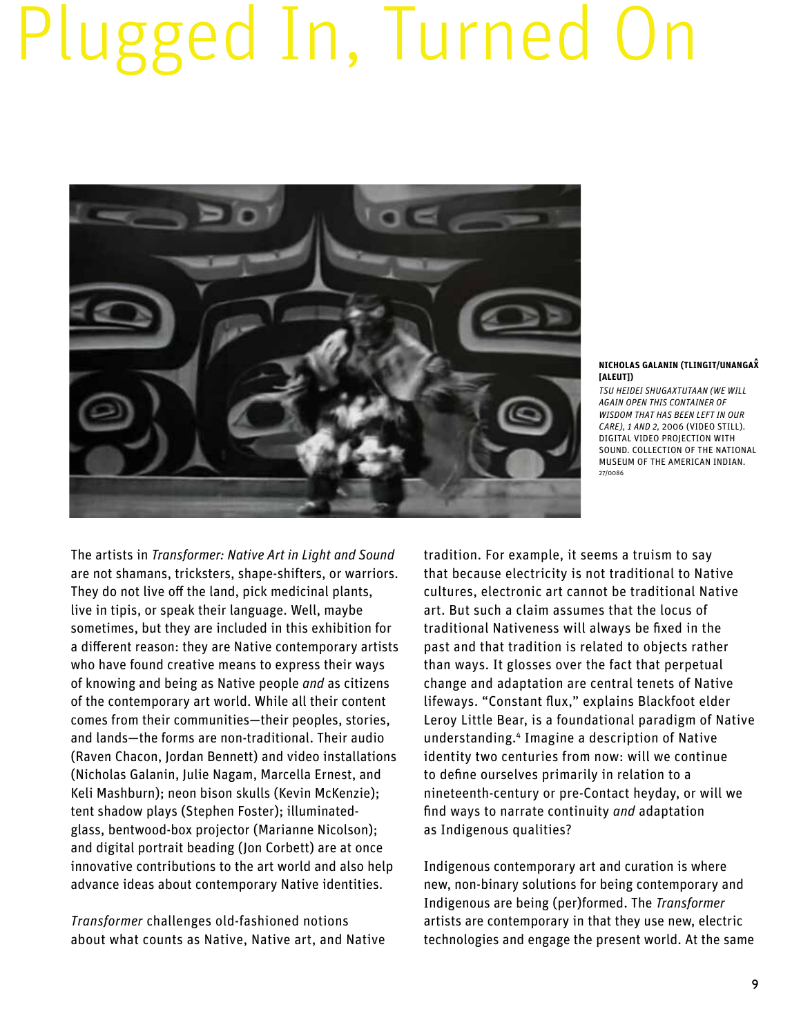# Plugged In, Turned On

**NICHOLAS GALANIN (TLINGIT/UNANGAX̂ [ALEUT])**

*TSU HEIDEI SHUGAXTUTAAN (WE WILL AGAIN OPEN THIS CONTAINER OF WISDOM THAT HAS BEEN LEFT IN OUR CARE), 1 AND 2,* 2006 (VIDEO STILL). DIGITAL VIDEO PROJECTION WITH SOUND. COLLECTION OF THE NATIONAL MUSEUM OF THE AMERICAN INDIAN. 27/0086

The artists in *Transformer: Native Art in Light and Sound* are not shamans, tricksters, shape-shifters, or warriors. They do not live off the land, pick medicinal plants, live in tipis, or speak their language. Well, maybe sometimes, but they are included in this exhibition for a different reason: they are Native contemporary artists who have found creative means to express their ways of knowing and being as Native people *and* as citizens of the contemporary art world. While all their content comes from their communities—their peoples, stories, and lands—the forms are non-traditional. Their audio (Raven Chacon, Jordan Bennett) and video installations (Nicholas Galanin, Julie Nagam, Marcella Ernest, and Keli Mashburn); neon bison skulls (Kevin McKenzie); tent shadow plays (Stephen Foster); illuminated-glass, bentwood-box projector (Marianne Nicolson); and digital portrait beading (Jon Corbett) are at once innovative contributions to the art world and also help advance ideas about contemporary Native identities.

*Transformer* challenges old-fashioned notions about what counts as Native, Native art, and Native tradition. For example, it seems a truism to say that because electricity is not traditional to Native cultures, electronic art cannot be traditional Native art. But such a claim assumes that the locus of traditional Nativeness will always be fixed in the past and that tradition is related to objects rather than ways. It glosses over the fact that perpetual change and adaptation are central tenets of Native lifeways. "Constant flux," explains Blackfoot elder Leroy Little Bear, is a foundational paradigm of Native understanding.[4] Imagine a description of Native identity two centuries from now: will we continue to define ourselves primarily in relation to a nineteenth-century or pre-Contact heyday, or will we find ways to narrate continuity *and* adaptation as Indigenous qualities?

Indigenous contemporary art and curation is where new, non-binary solutions for being contemporary and Indigenous are being (per)formed. The *Transformer* artists are contemporary in that they use new, electric technologies and engage the present world. At the same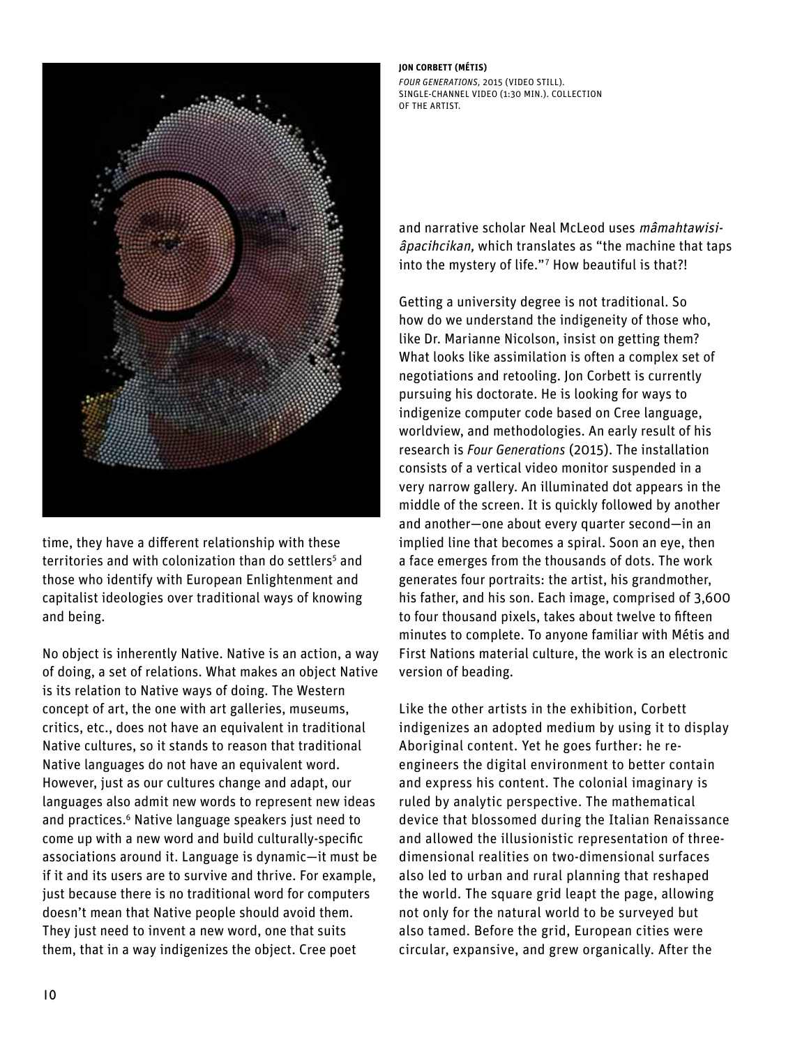**JON CORBETT (MÉTIS)**
*FOUR GENERATIONS*, 2015 (VIDEO STILL).
SINGLE-CHANNEL VIDEO (1:30 MIN.). COLLECTION OF THE ARTIST.

time, they have a different relationship with these territories and with colonization than do settlers[5] and those who identify with European Enlightenment and capitalist ideologies over traditional ways of knowing and being.

No object is inherently Native. Native is an action, a way of doing, a set of relations. What makes an object Native is its relation to Native ways of doing. The Western concept of art, the one with art galleries, museums, critics, etc., does not have an equivalent in traditional Native cultures, so it stands to reason that traditional Native languages do not have an equivalent word. However, just as our cultures change and adapt, our languages also admit new words to represent new ideas and practices.[6] Native language speakers just need to come up with a new word and build culturally-specific associations around it. Language is dynamic—it must be if it and its users are to survive and thrive. For example, just because there is no traditional word for computers doesn't mean that Native people should avoid them. They just need to invent a new word, one that suits them, that in a way indigenizes the object. Cree poet and narrative scholar Neal McLeod uses *mâmahtawisi-âpacihcikan,* which translates as "the machine that taps into the mystery of life."[7] How beautiful is that?!

Getting a university degree is not traditional. So how do we understand the indigeneity of those who, like Dr. Marianne Nicolson, insist on getting them? What looks like assimilation is often a complex set of negotiations and retooling. Jon Corbett is currently pursuing his doctorate. He is looking for ways to indigenize computer code based on Cree language, worldview, and methodologies. An early result of his research is *Four Generations* (2015). The installation consists of a vertical video monitor suspended in a very narrow gallery. An illuminated dot appears in the middle of the screen. It is quickly followed by another and another—one about every quarter second—in an implied line that becomes a spiral. Soon an eye, then a face emerges from the thousands of dots. The work generates four portraits: the artist, his grandmother, his father, and his son. Each image, comprised of 3,600 to four thousand pixels, takes about twelve to fifteen minutes to complete. To anyone familiar with Métis and First Nations material culture, the work is an electronic version of beading.

Like the other artists in the exhibition, Corbett indigenizes an adopted medium by using it to display Aboriginal content. Yet he goes further: he re-engineers the digital environment to better contain and express his content. The colonial imaginary is ruled by analytic perspective. The mathematical device that blossomed during the Italian Renaissance and allowed the illusionistic representation of three-dimensional realities on two-dimensional surfaces also led to urban and rural planning that reshaped the world. The square grid leapt the page, allowing not only for the natural world to be surveyed but also tamed. Before the grid, European cities were circular, expansive, and grew organically. After the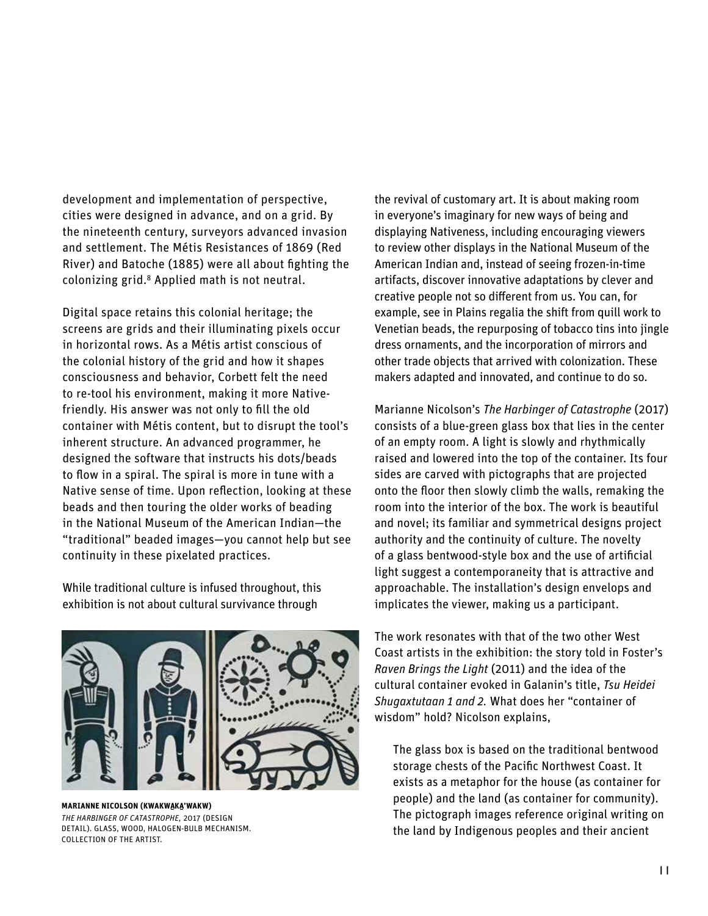development and implementation of perspective, cities were designed in advance, and on a grid. By the nineteenth century, surveyors advanced invasion and settlement. The Métis Resistances of 1869 (Red River) and Batoche (1885) were all about fighting the colonizing grid.[8] Applied math is not neutral.

Digital space retains this colonial heritage; the screens are grids and their illuminating pixels occur in horizontal rows. As a Métis artist conscious of the colonial history of the grid and how it shapes consciousness and behavior, Corbett felt the need to re-tool his environment, making it more Native-friendly. His answer was not only to fill the old container with Métis content, but to disrupt the tool's inherent structure. An advanced programmer, he designed the software that instructs his dots/beads to flow in a spiral. The spiral is more in tune with a Native sense of time. Upon reflection, looking at these beads and then touring the older works of beading in the National Museum of the American Indian—the "traditional" beaded images—you cannot help but see continuity in these pixelated practices.

While traditional culture is infused throughout, this exhibition is not about cultural survivance through the revival of customary art. It is about making room in everyone's imaginary for new ways of being and displaying Nativeness, including encouraging viewers to review other displays in the National Museum of the American Indian and, instead of seeing frozen-in-time artifacts, discover innovative adaptations by clever and creative people not so different from us. You can, for example, see in Plains regalia the shift from quill work to Venetian beads, the repurposing of tobacco tins into jingle dress ornaments, and the incorporation of mirrors and other trade objects that arrived with colonization. These makers adapted and innovated, and continue to do so.

**MARIANNE NICOLSON (KWAKWA̱KA̱'WAKW)**
*THE HARBINGER OF CATASTROPHE*, 2017 (DESIGN DETAIL). GLASS, WOOD, HALOGEN-BULB MECHANISM. COLLECTION OF THE ARTIST.

Marianne Nicolson's *The Harbinger of Catastrophe* (2017) consists of a blue-green glass box that lies in the center of an empty room. A light is slowly and rhythmically raised and lowered into the top of the container. Its four sides are carved with pictographs that are projected onto the floor then slowly climb the walls, remaking the room into the interior of the box. The work is beautiful and novel; its familiar and symmetrical designs project authority and the continuity of culture. The novelty of a glass bentwood-style box and the use of artificial light suggest a contemporaneity that is attractive and approachable. The installation's design envelops and implicates the viewer, making us a participant.

The work resonates with that of the two other West Coast artists in the exhibition: the story told in Foster's *Raven Brings the Light* (2011) and the idea of the cultural container evoked in Galanin's title, *Tsu Heidei Shugaxtutaan 1 and 2.* What does her "container of wisdom" hold? Nicolson explains,

> The glass box is based on the traditional bentwood storage chests of the Pacific Northwest Coast. It exists as a metaphor for the house (as container for people) and the land (as container for community). The pictograph images reference original writing on the land by Indigenous peoples and their ancient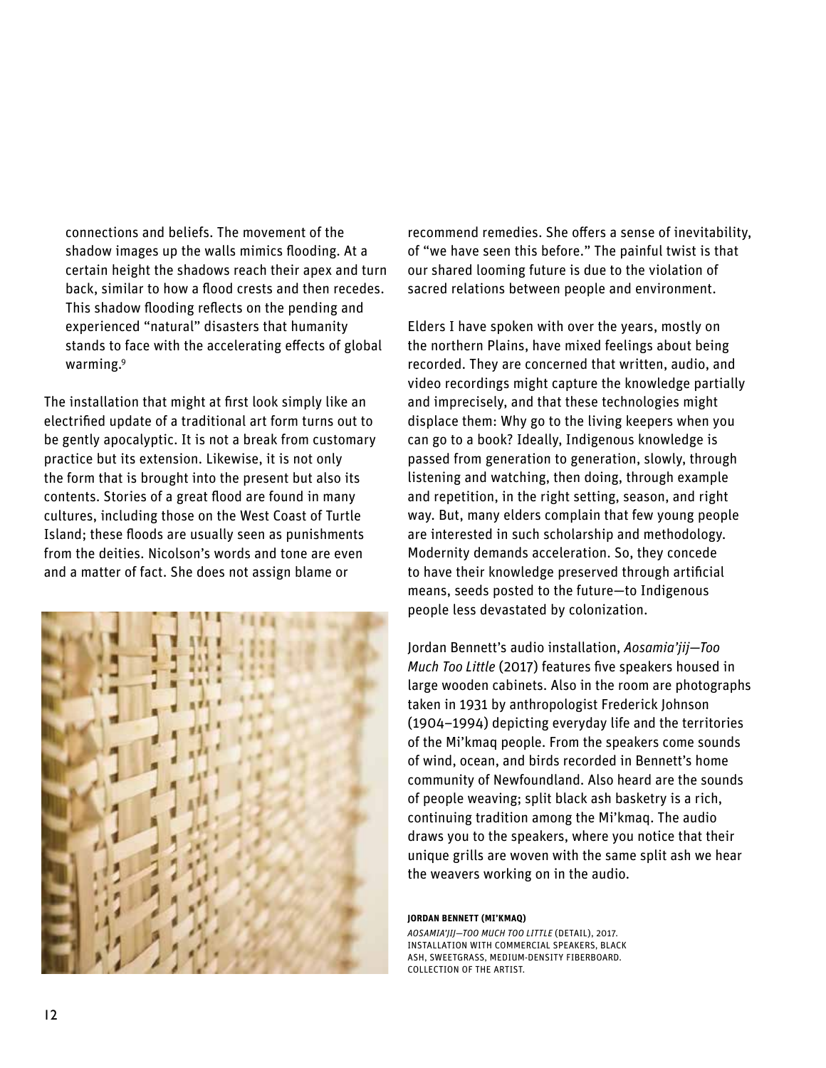> connections and beliefs. The movement of the shadow images up the walls mimics flooding. At a certain height the shadows reach their apex and turn back, similar to how a flood crests and then recedes. This shadow flooding reflects on the pending and experienced "natural" disasters that humanity stands to face with the accelerating effects of global warming.[9]

The installation that might at first look simply like an electrified update of a traditional art form turns out to be gently apocalyptic. It is not a break from customary practice but its extension. Likewise, it is not only the form that is brought into the present but also its contents. Stories of a great flood are found in many cultures, including those on the West Coast of Turtle Island; these floods are usually seen as punishments from the deities. Nicolson's words and tone are even and a matter of fact. She does not assign blame or recommend remedies. She offers a sense of inevitability, of "we have seen this before." The painful twist is that our shared looming future is due to the violation of sacred relations between people and environment.

Elders I have spoken with over the years, mostly on the northern Plains, have mixed feelings about being recorded. They are concerned that written, audio, and video recordings might capture the knowledge partially and imprecisely, and that these technologies might displace them: Why go to the living keepers when you can go to a book? Ideally, Indigenous knowledge is passed from generation to generation, slowly, through listening and watching, then doing, through example and repetition, in the right setting, season, and right way. But, many elders complain that few young people are interested in such scholarship and methodology. Modernity demands acceleration. So, they concede to have their knowledge preserved through artificial means, seeds posted to the future—to Indigenous people less devastated by colonization.

Jordan Bennett's audio installation, *Aosamia'jij—Too Much Too Little* (2017) features five speakers housed in large wooden cabinets. Also in the room are photographs taken in 1931 by anthropologist Frederick Johnson (1904–1994) depicting everyday life and the territories of the Mi'kmaq people. From the speakers come sounds of wind, ocean, and birds recorded in Bennett's home community of Newfoundland. Also heard are the sounds of people weaving; split black ash basketry is a rich, continuing tradition among the Mi'kmaq. The audio draws you to the speakers, where you notice that their unique grills are woven with the same split ash we hear the weavers working on in the audio.

**JORDAN BENNETT (MI'KMAQ)**

*AOSAMIA'JIJ—TOO MUCH TOO LITTLE* (DETAIL), 2017.
INSTALLATION WITH COMMERCIAL SPEAKERS, BLACK ASH, SWEETGRASS, MEDIUM-DENSITY FIBERBOARD.
COLLECTION OF THE ARTIST.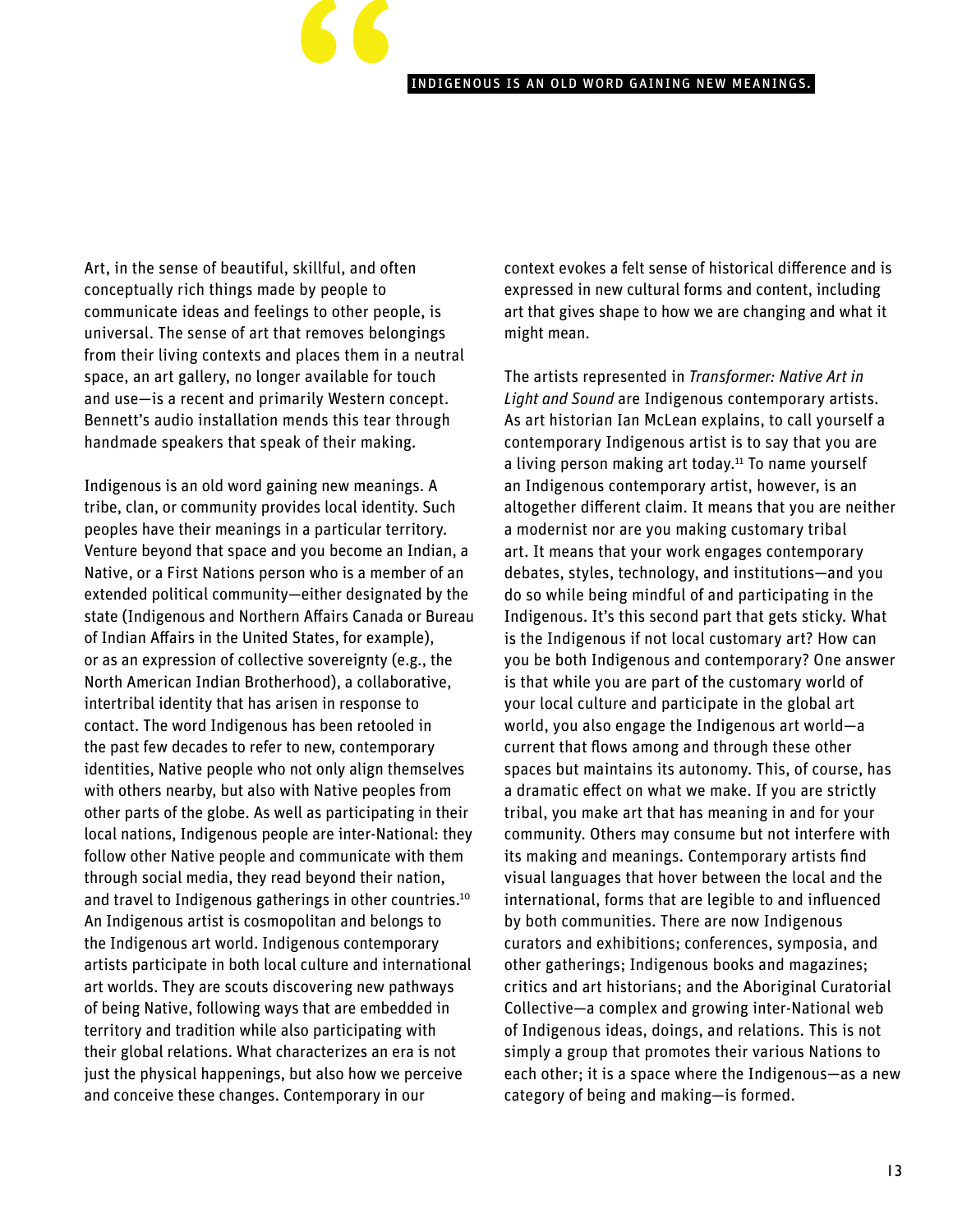> INDIGENOUS IS AN OLD WORD GAINING NEW MEANINGS.

Art, in the sense of beautiful, skillful, and often conceptually rich things made by people to communicate ideas and feelings to other people, is universal. The sense of art that removes belongings from their living contexts and places them in a neutral space, an art gallery, no longer available for touch and use—is a recent and primarily Western concept. Bennett's audio installation mends this tear through handmade speakers that speak of their making.

Indigenous is an old word gaining new meanings. A tribe, clan, or community provides local identity. Such peoples have their meanings in a particular territory. Venture beyond that space and you become an Indian, a Native, or a First Nations person who is a member of an extended political community—either designated by the state (Indigenous and Northern Affairs Canada or Bureau of Indian Affairs in the United States, for example), or as an expression of collective sovereignty (e.g., the North American Indian Brotherhood), a collaborative, intertribal identity that has arisen in response to contact. The word Indigenous has been retooled in the past few decades to refer to new, contemporary identities, Native people who not only align themselves with others nearby, but also with Native peoples from other parts of the globe. As well as participating in their local nations, Indigenous people are inter-National: they follow other Native people and communicate with them through social media, they read beyond their nation, and travel to Indigenous gatherings in other countries.[10] An Indigenous artist is cosmopolitan and belongs to the Indigenous art world. Indigenous contemporary artists participate in both local culture and international art worlds. They are scouts discovering new pathways of being Native, following ways that are embedded in territory and tradition while also participating with their global relations. What characterizes an era is not just the physical happenings, but also how we perceive and conceive these changes. Contemporary in our context evokes a felt sense of historical difference and is expressed in new cultural forms and content, including art that gives shape to how we are changing and what it might mean.

The artists represented in *Transformer: Native Art in Light and Sound* are Indigenous contemporary artists. As art historian Ian McLean explains, to call yourself a contemporary Indigenous artist is to say that you are a living person making art today.[11] To name yourself an Indigenous contemporary artist, however, is an altogether different claim. It means that you are neither a modernist nor are you making customary tribal art. It means that your work engages contemporary debates, styles, technology, and institutions—and you do so while being mindful of and participating in the Indigenous. It's this second part that gets sticky. What is the Indigenous if not local customary art? How can you be both Indigenous and contemporary? One answer is that while you are part of the customary world of your local culture and participate in the global art world, you also engage the Indigenous art world—a current that flows among and through these other spaces but maintains its autonomy. This, of course, has a dramatic effect on what we make. If you are strictly tribal, you make art that has meaning in and for your community. Others may consume but not interfere with its making and meanings. Contemporary artists find visual languages that hover between the local and the international, forms that are legible to and influenced by both communities. There are now Indigenous curators and exhibitions; conferences, symposia, and other gatherings; Indigenous books and magazines; critics and art historians; and the Aboriginal Curatorial Collective—a complex and growing inter-National web of Indigenous ideas, doings, and relations. This is not simply a group that promotes their various Nations to each other; it is a space where the Indigenous—as a new category of being and making—is formed.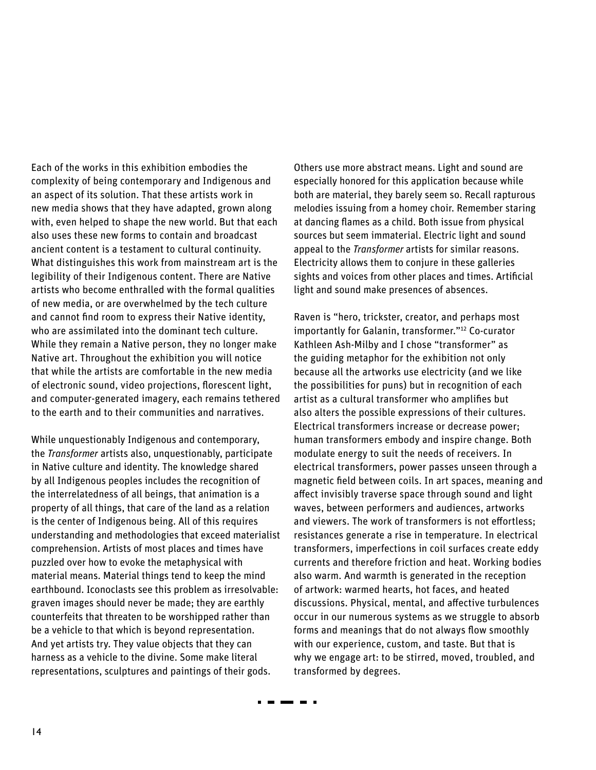Each of the works in this exhibition embodies the complexity of being contemporary and Indigenous and an aspect of its solution. That these artists work in new media shows that they have adapted, grown along with, even helped to shape the new world. But that each also uses these new forms to contain and broadcast ancient content is a testament to cultural continuity. What distinguishes this work from mainstream art is the legibility of their Indigenous content. There are Native artists who become enthralled with the formal qualities of new media, or are overwhelmed by the tech culture and cannot find room to express their Native identity, who are assimilated into the dominant tech culture. While they remain a Native person, they no longer make Native art. Throughout the exhibition you will notice that while the artists are comfortable in the new media of electronic sound, video projections, florescent light, and computer-generated imagery, each remains tethered to the earth and to their communities and narratives.

While unquestionably Indigenous and contemporary, the *Transformer* artists also, unquestionably, participate in Native culture and identity. The knowledge shared by all Indigenous peoples includes the recognition of the interrelatedness of all beings, that animation is a property of all things, that care of the land as a relation is the center of Indigenous being. All of this requires understanding and methodologies that exceed materialist comprehension. Artists of most places and times have puzzled over how to evoke the metaphysical with material means. Material things tend to keep the mind earthbound. Iconoclasts see this problem as irresolvable: graven images should never be made; they are earthly counterfeits that threaten to be worshipped rather than be a vehicle to that which is beyond representation. And yet artists try. They value objects that they can harness as a vehicle to the divine. Some make literal representations, sculptures and paintings of their gods. Others use more abstract means. Light and sound are especially honored for this application because while both are material, they barely seem so. Recall rapturous melodies issuing from a homey choir. Remember staring at dancing flames as a child. Both issue from physical sources but seem immaterial. Electric light and sound appeal to the *Transformer* artists for similar reasons. Electricity allows them to conjure in these galleries sights and voices from other places and times. Artificial light and sound make presences of absences.

Raven is "hero, trickster, creator, and perhaps most importantly for Galanin, transformer."[12] Co-curator Kathleen Ash-Milby and I chose "transformer" as the guiding metaphor for the exhibition not only because all the artworks use electricity (and we like the possibilities for puns) but in recognition of each artist as a cultural transformer who amplifies but also alters the possible expressions of their cultures. Electrical transformers increase or decrease power; human transformers embody and inspire change. Both modulate energy to suit the needs of receivers. In electrical transformers, power passes unseen through a magnetic field between coils. In art spaces, meaning and affect invisibly traverse space through sound and light waves, between performers and audiences, artworks and viewers. The work of transformers is not effortless; resistances generate a rise in temperature. In electrical transformers, imperfections in coil surfaces create eddy currents and therefore friction and heat. Working bodies also warm. And warmth is generated in the reception of artwork: warmed hearts, hot faces, and heated discussions. Physical, mental, and affective turbulences occur in our numerous systems as we struggle to absorb forms and meanings that do not always flow smoothly with our experience, custom, and taste. But that is why we engage art: to be stirred, moved, troubled, and transformed by degrees.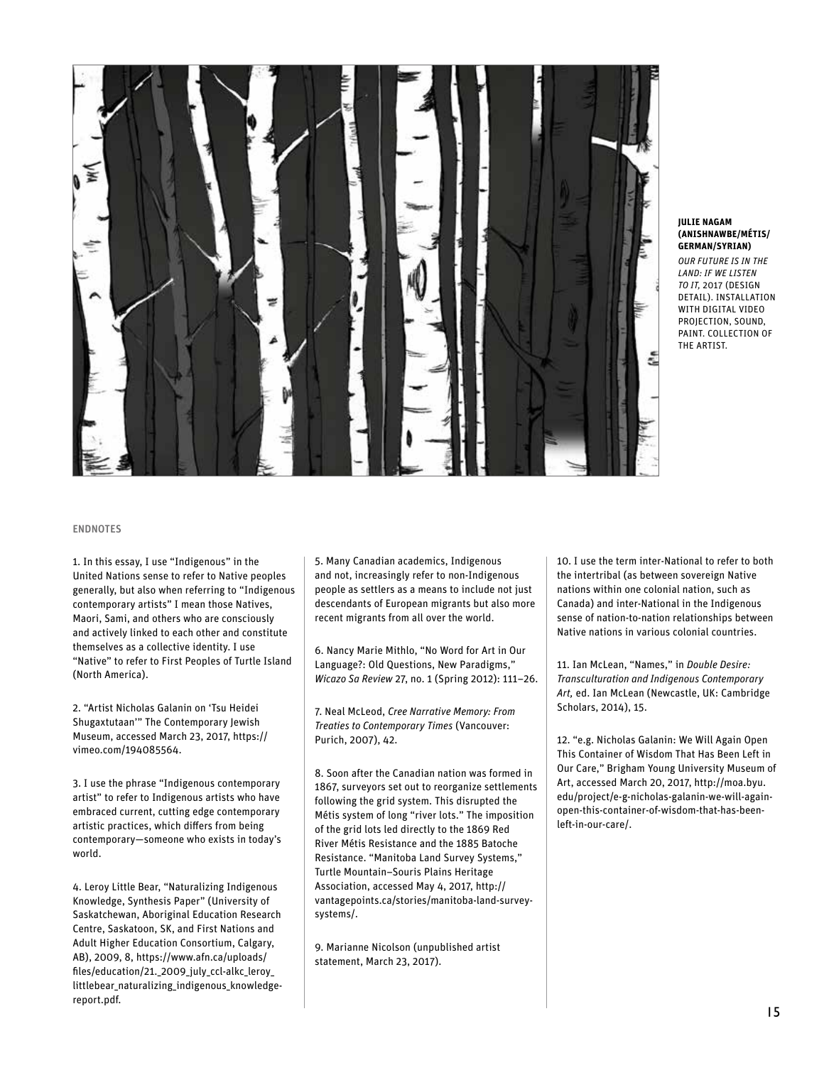**JULIE NAGAM (ANISHNAWBE/MÉTIS/ GERMAN/SYRIAN)**
*OUR FUTURE IS IN THE LAND: IF WE LISTEN TO IT,* 2017 (DESIGN DETAIL). INSTALLATION WITH DIGITAL VIDEO PROJECTION, SOUND, PAINT. COLLECTION OF THE ARTIST.

## ENDNOTES

1. In this essay, I use "Indigenous" in the United Nations sense to refer to Native peoples generally, but also when referring to "Indigenous contemporary artists" I mean those Natives, Maori, Sami, and others who are consciously and actively linked to each other and constitute themselves as a collective identity. I use "Native" to refer to First Peoples of Turtle Island (North America).

2. "Artist Nicholas Galanin on 'Tsu Heidei Shugaxtutaan'" The Contemporary Jewish Museum, accessed March 23, 2017, https://vimeo.com/194085564.

3. I use the phrase "Indigenous contemporary artist" to refer to Indigenous artists who have embraced current, cutting edge contemporary artistic practices, which differs from being contemporary—someone who exists in today's world.

4. Leroy Little Bear, "Naturalizing Indigenous Knowledge, Synthesis Paper" (University of Saskatchewan, Aboriginal Education Research Centre, Saskatoon, SK, and First Nations and Adult Higher Education Consortium, Calgary, AB), 2009, 8, https://www.afn.ca/uploads/files/education/21._2009_july_ccl-alkc_leroy_littlebear_naturalizing_indigenous_knowledge-report.pdf.

5. Many Canadian academics, Indigenous and not, increasingly refer to non-Indigenous people as settlers as a means to include not just descendants of European migrants but also more recent migrants from all over the world.

6. Nancy Marie Mithlo, "No Word for Art in Our Language?: Old Questions, New Paradigms," *Wicazo Sa Review* 27, no. 1 (Spring 2012): 111–26.

7. Neal McLeod, *Cree Narrative Memory: From Treaties to Contemporary Times* (Vancouver: Purich, 2007), 42.

8. Soon after the Canadian nation was formed in 1867, surveyors set out to reorganize settlements following the grid system. This disrupted the Métis system of long "river lots." The imposition of the grid lots led directly to the 1869 Red River Métis Resistance and the 1885 Batoche Resistance. "Manitoba Land Survey Systems," Turtle Mountain–Souris Plains Heritage Association, accessed May 4, 2017, http://vantagepoints.ca/stories/manitoba-land-survey-systems/.

9. Marianne Nicolson (unpublished artist statement, March 23, 2017).

10. I use the term inter-National to refer to both the intertribal (as between sovereign Native nations within one colonial nation, such as Canada) and inter-National in the Indigenous sense of nation-to-nation relationships between Native nations in various colonial countries.

11. Ian McLean, "Names," in *Double Desire: Transculturation and Indigenous Contemporary Art,* ed. Ian McLean (Newcastle, UK: Cambridge Scholars, 2014), 15.

12. "e.g. Nicholas Galanin: We Will Again Open This Container of Wisdom That Has Been Left in Our Care," Brigham Young University Museum of Art, accessed March 20, 2017, http://moa.byu.edu/project/e-g-nicholas-galanin-we-will-again-open-this-container-of-wisdom-that-has-been-left-in-our-care/.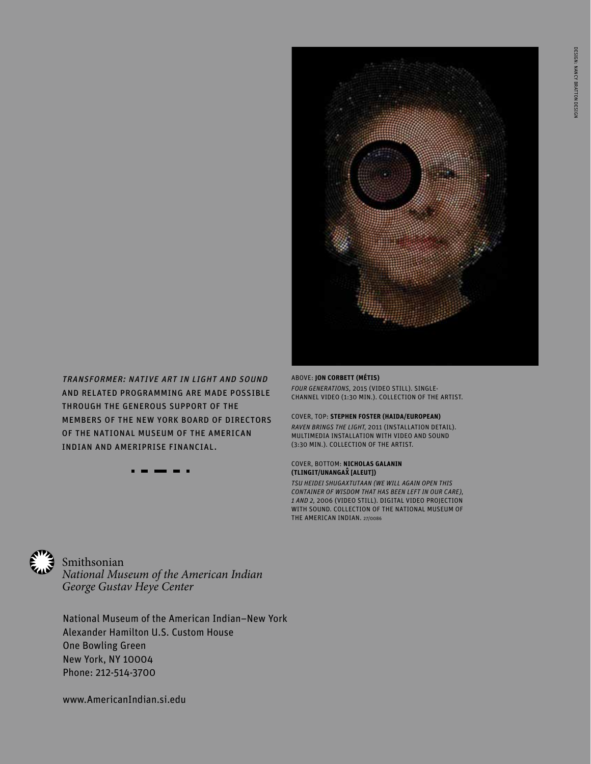*TRANSFORMER: NATIVE ART IN LIGHT AND SOUND* AND RELATED PROGRAMMING ARE MADE POSSIBLE THROUGH THE GENEROUS SUPPORT OF THE MEMBERS OF THE NEW YORK BOARD OF DIRECTORS OF THE NATIONAL MUSEUM OF THE AMERICAN INDIAN AND AMERIPRISE FINANCIAL.

ABOVE: **JON CORBETT (MÉTIS)**
*FOUR GENERATIONS*, 2015 (VIDEO STILL). SINGLE-CHANNEL VIDEO (1:30 MIN.). COLLECTION OF THE ARTIST.

COVER, TOP: **STEPHEN FOSTER (HAIDA/EUROPEAN)**
*RAVEN BRINGS THE LIGHT*, 2011 (INSTALLATION DETAIL). MULTIMEDIA INSTALLATION WITH VIDEO AND SOUND (3:30 MIN.). COLLECTION OF THE ARTIST.

COVER, BOTTOM: **NICHOLAS GALANIN (TLINGIT/UNANGAX̂ [ALEUT])**
*TSU HEIDEI SHUGAXTUTAAN (WE WILL AGAIN OPEN THIS CONTAINER OF WISDOM THAT HAS BEEN LEFT IN OUR CARE), 1 AND 2*, 2006 (VIDEO STILL). DIGITAL VIDEO PROJECTION WITH SOUND. COLLECTION OF THE NATIONAL MUSEUM OF THE AMERICAN INDIAN. 27/0086

DESIGN: NANCY BRATTON DESIGN

Smithsonian
*National Museum of the American Indian*
*George Gustav Heye Center*

National Museum of the American Indian–New York
Alexander Hamilton U.S. Custom House
One Bowling Green
New York, NY 10004
Phone: 212-514-3700

www.AmericanIndian.si.edu